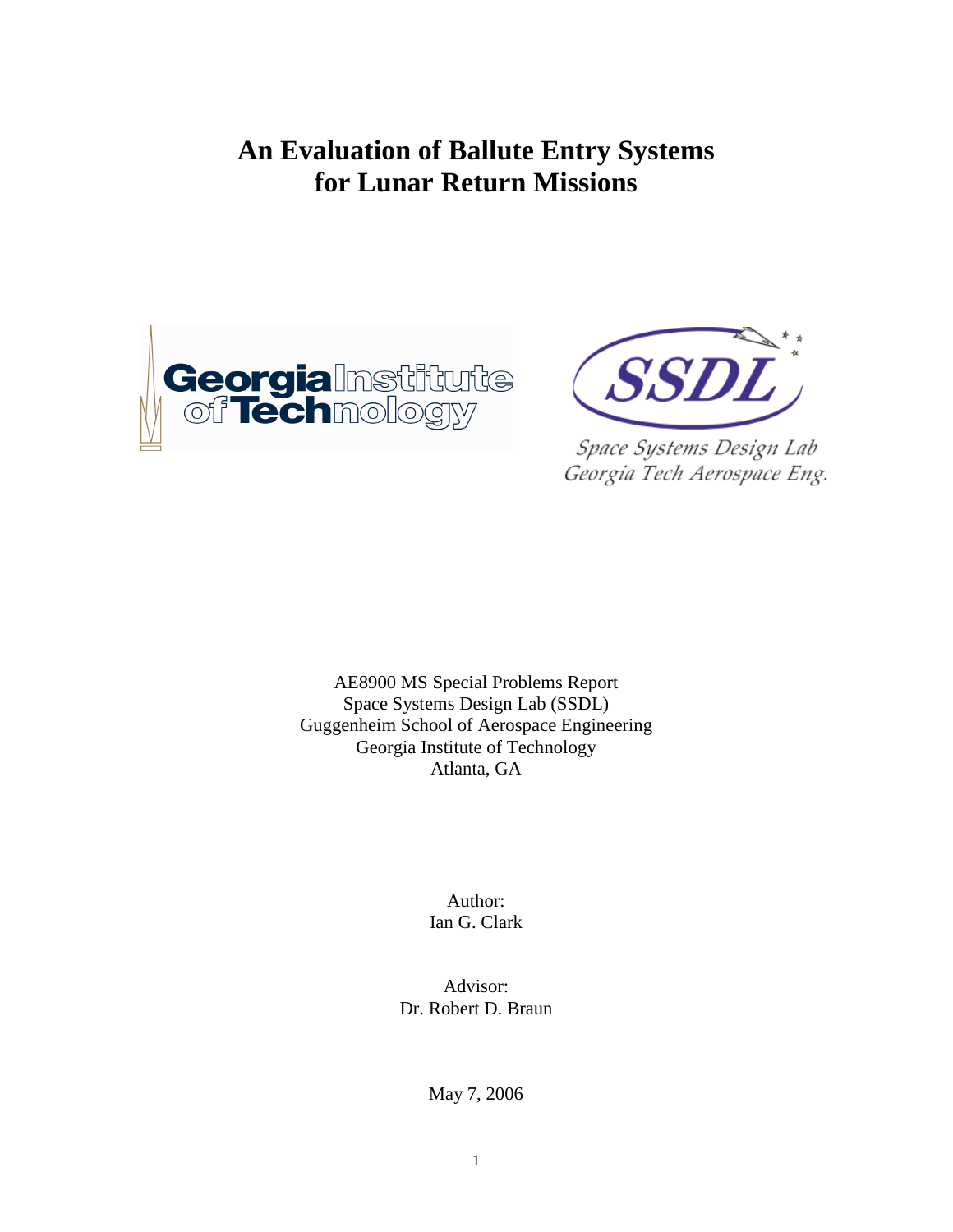# An Evaluation of Ballute Entry Systems for Lunar Return Missions

Space Systems Design Lab
Georgia Tech Aerospace Eng.

AE8900 MS Special Problems Report
Space Systems Design Lab (SSDL)
Guggenheim School of Aerospace Engineering
Georgia Institute of Technology
Atlanta, GA

Author:
Ian G. Clark

Advisor:
Dr. Robert D. Braun

May 7, 2006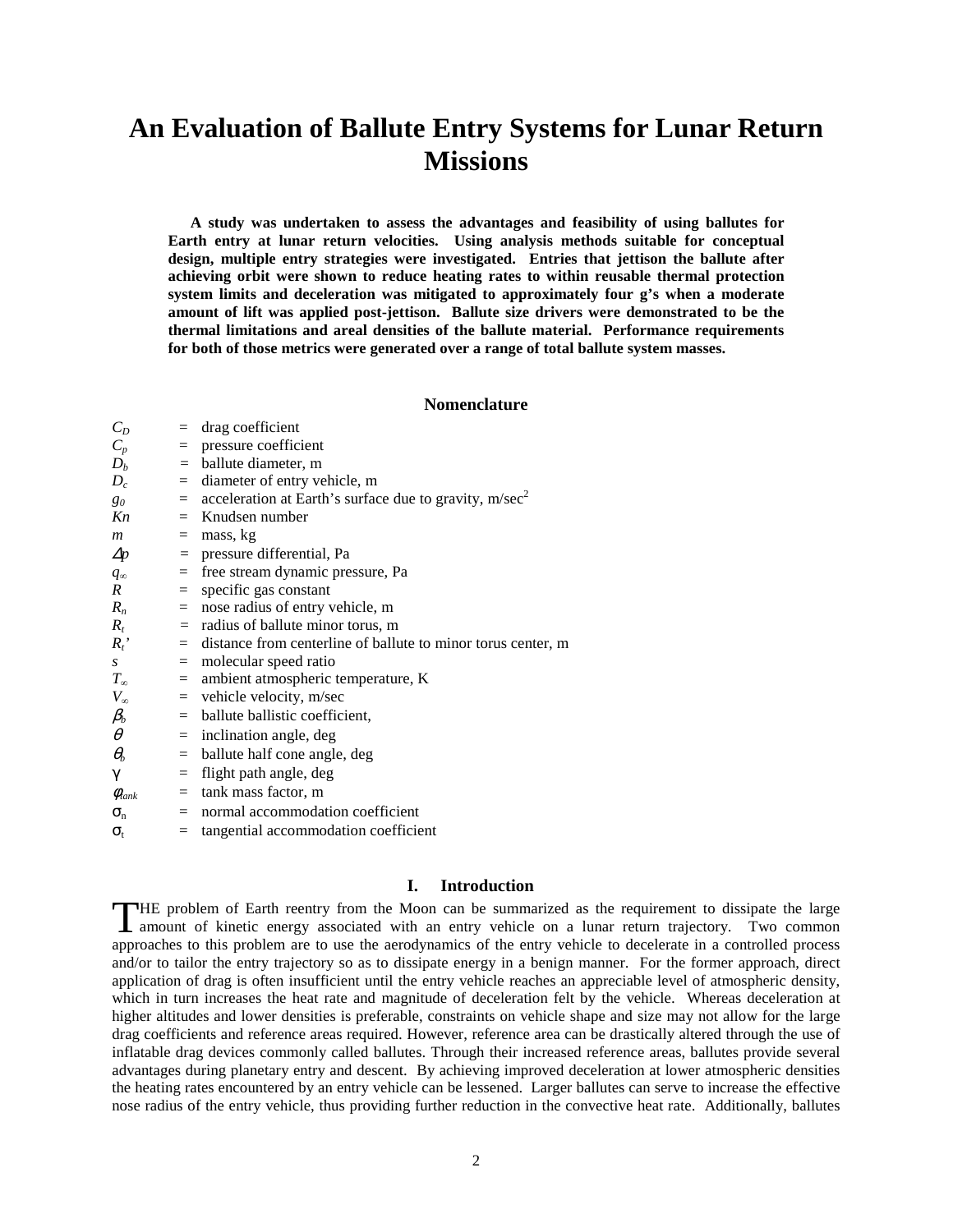# An Evaluation of Ballute Entry Systems for Lunar Return Missions

**A study was undertaken to assess the advantages and feasibility of using ballutes for Earth entry at lunar return velocities. Using analysis methods suitable for conceptual design, multiple entry strategies were investigated. Entries that jettison the ballute after achieving orbit were shown to reduce heating rates to within reusable thermal protection system limits and deceleration was mitigated to approximately four g's when a moderate amount of lift was applied post-jettison. Ballute size drivers were demonstrated to be the thermal limitations and areal densities of the ballute material. Performance requirements for both of those metrics were generated over a range of total ballute system masses.**

## Nomenclature

| | | |
|---|---|---|
| $C_D$ | = | drag coefficient |
| $C_p$ | = | pressure coefficient |
| $D_b$ | = | ballute diameter, m |
| $D_c$ | = | diameter of entry vehicle, m |
| $g_0$ | = | acceleration at Earth's surface due to gravity, m/sec$^2$ |
| $Kn$ | = | Knudsen number |
| $m$ | = | mass, kg |
| $\Delta p$ | = | pressure differential, Pa |
| $q_\infty$ | = | free stream dynamic pressure, Pa |
| $R$ | = | specific gas constant |
| $R_n$ | = | nose radius of entry vehicle, m |
| $R_t$ | = | radius of ballute minor torus, m |
| $R_t'$ | = | distance from centerline of ballute to minor torus center, m |
| $s$ | = | molecular speed ratio |
| $T_\infty$ | = | ambient atmospheric temperature, K |
| $V_\infty$ | = | vehicle velocity, m/sec |
| $\beta_b$ | = | ballute ballistic coefficient, |
| $\theta$ | = | inclination angle, deg |
| $\theta_b$ | = | ballute half cone angle, deg |
| $\gamma$ | = | flight path angle, deg |
| $\phi_{tank}$ | = | tank mass factor, m |
| $\sigma_n$ | = | normal accommodation coefficient |
| $\sigma_t$ | = | tangential accommodation coefficient |

## I. Introduction

THE problem of Earth reentry from the Moon can be summarized as the requirement to dissipate the large amount of kinetic energy associated with an entry vehicle on a lunar return trajectory. Two common approaches to this problem are to use the aerodynamics of the entry vehicle to decelerate in a controlled process and/or to tailor the entry trajectory so as to dissipate energy in a benign manner. For the former approach, direct application of drag is often insufficient until the entry vehicle reaches an appreciable level of atmospheric density, which in turn increases the heat rate and magnitude of deceleration felt by the vehicle. Whereas deceleration at higher altitudes and lower densities is preferable, constraints on vehicle shape and size may not allow for the large drag coefficients and reference areas required. However, reference area can be drastically altered through the use of inflatable drag devices commonly called ballutes. Through their increased reference areas, ballutes provide several advantages during planetary entry and descent. By achieving improved deceleration at lower atmospheric densities the heating rates encountered by an entry vehicle can be lessened. Larger ballutes can serve to increase the effective nose radius of the entry vehicle, thus providing further reduction in the convective heat rate. Additionally, ballutes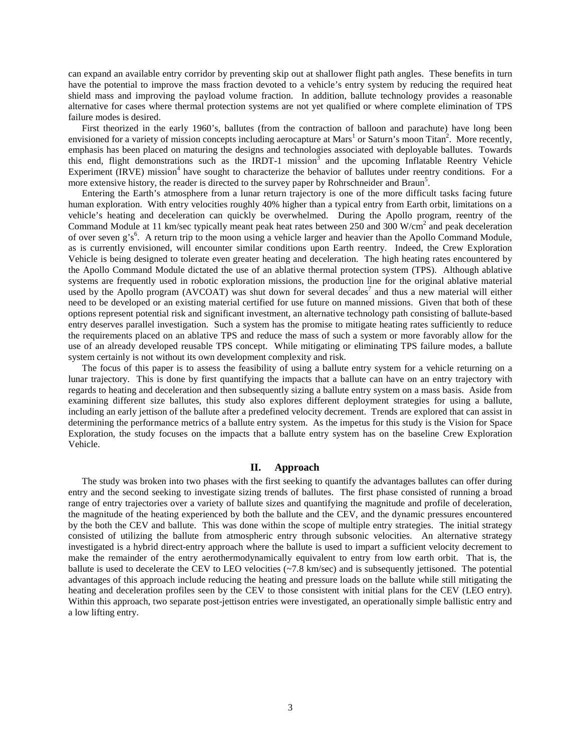can expand an available entry corridor by preventing skip out at shallower flight path angles. These benefits in turn have the potential to improve the mass fraction devoted to a vehicle's entry system by reducing the required heat shield mass and improving the payload volume fraction. In addition, ballute technology provides a reasonable alternative for cases where thermal protection systems are not yet qualified or where complete elimination of TPS failure modes is desired.

First theorized in the early 1960's, ballutes (from the contraction of balloon and parachute) have long been envisioned for a variety of mission concepts including aerocapture at Mars[1] or Saturn's moon Titan[2]. More recently, emphasis has been placed on maturing the designs and technologies associated with deployable ballutes. Towards this end, flight demonstrations such as the IRDT-1 mission[3] and the upcoming Inflatable Reentry Vehicle Experiment (IRVE) mission[4] have sought to characterize the behavior of ballutes under reentry conditions. For a more extensive history, the reader is directed to the survey paper by Rohrschneider and Braun[5].

Entering the Earth's atmosphere from a lunar return trajectory is one of the more difficult tasks facing future human exploration. With entry velocities roughly 40% higher than a typical entry from Earth orbit, limitations on a vehicle's heating and deceleration can quickly be overwhelmed. During the Apollo program, reentry of the Command Module at 11 km/sec typically meant peak heat rates between 250 and 300 W/cm$^2$ and peak deceleration of over seven g's[6]. A return trip to the moon using a vehicle larger and heavier than the Apollo Command Module, as is currently envisioned, will encounter similar conditions upon Earth reentry. Indeed, the Crew Exploration Vehicle is being designed to tolerate even greater heating and deceleration. The high heating rates encountered by the Apollo Command Module dictated the use of an ablative thermal protection system (TPS). Although ablative systems are frequently used in robotic exploration missions, the production line for the original ablative material used by the Apollo program (AVCOAT) was shut down for several decades[7] and thus a new material will either need to be developed or an existing material certified for use future on manned missions. Given that both of these options represent potential risk and significant investment, an alternative technology path consisting of ballute-based entry deserves parallel investigation. Such a system has the promise to mitigate heating rates sufficiently to reduce the requirements placed on an ablative TPS and reduce the mass of such a system or more favorably allow for the use of an already developed reusable TPS concept. While mitigating or eliminating TPS failure modes, a ballute system certainly is not without its own development complexity and risk.

The focus of this paper is to assess the feasibility of using a ballute entry system for a vehicle returning on a lunar trajectory. This is done by first quantifying the impacts that a ballute can have on an entry trajectory with regards to heating and deceleration and then subsequently sizing a ballute entry system on a mass basis. Aside from examining different size ballutes, this study also explores different deployment strategies for using a ballute, including an early jettison of the ballute after a predefined velocity decrement. Trends are explored that can assist in determining the performance metrics of a ballute entry system. As the impetus for this study is the Vision for Space Exploration, the study focuses on the impacts that a ballute entry system has on the baseline Crew Exploration Vehicle.

## II. Approach

The study was broken into two phases with the first seeking to quantify the advantages ballutes can offer during entry and the second seeking to investigate sizing trends of ballutes. The first phase consisted of running a broad range of entry trajectories over a variety of ballute sizes and quantifying the magnitude and profile of deceleration, the magnitude of the heating experienced by both the ballute and the CEV, and the dynamic pressures encountered by the both the CEV and ballute. This was done within the scope of multiple entry strategies. The initial strategy consisted of utilizing the ballute from atmospheric entry through subsonic velocities. An alternative strategy investigated is a hybrid direct-entry approach where the ballute is used to impart a sufficient velocity decrement to make the remainder of the entry aerothermodynamically equivalent to entry from low earth orbit. That is, the ballute is used to decelerate the CEV to LEO velocities (~7.8 km/sec) and is subsequently jettisoned. The potential advantages of this approach include reducing the heating and pressure loads on the ballute while still mitigating the heating and deceleration profiles seen by the CEV to those consistent with initial plans for the CEV (LEO entry). Within this approach, two separate post-jettison entries were investigated, an operationally simple ballistic entry and a low lifting entry.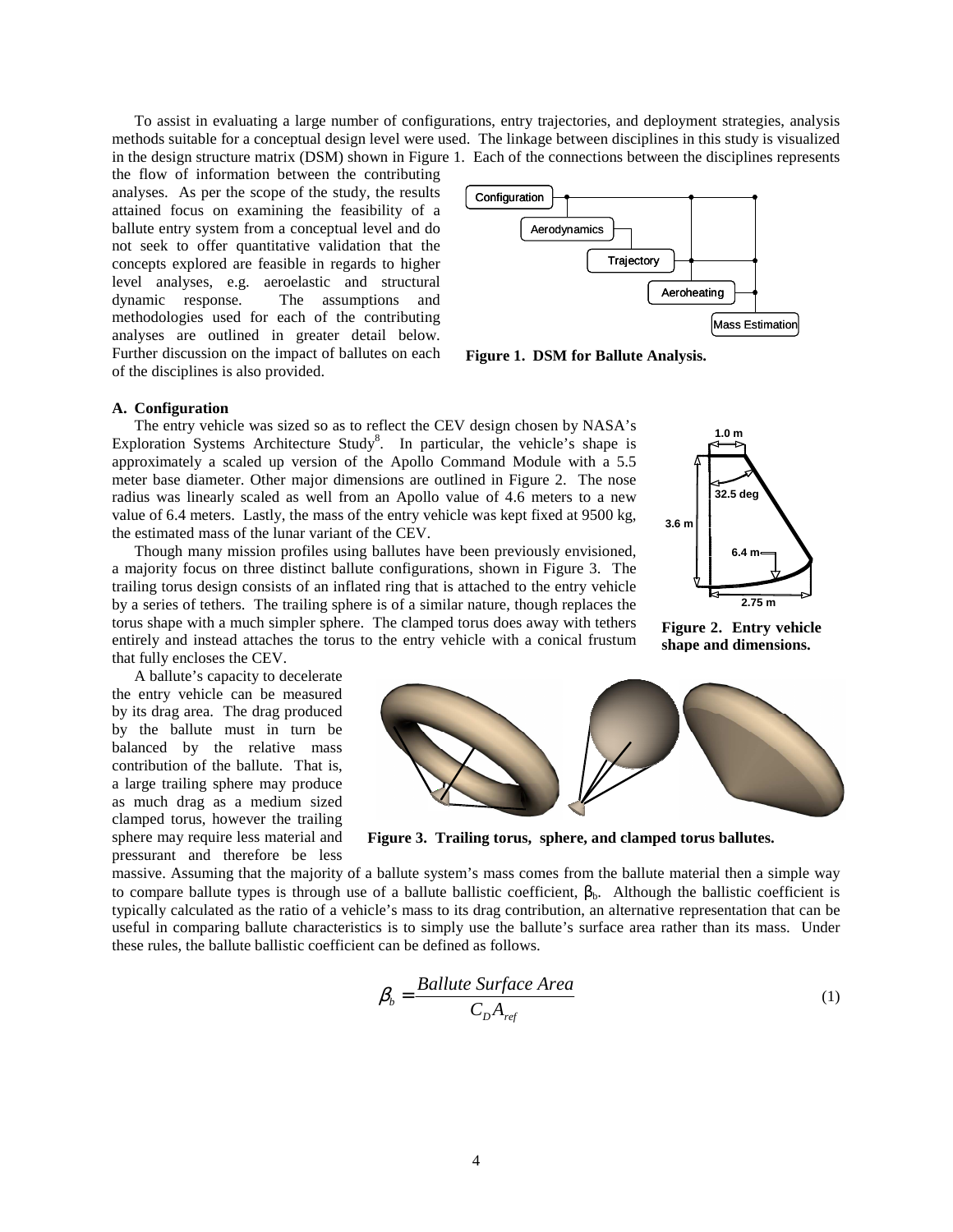To assist in evaluating a large number of configurations, entry trajectories, and deployment strategies, analysis methods suitable for a conceptual design level were used. The linkage between disciplines in this study is visualized in the design structure matrix (DSM) shown in Figure 1. Each of the connections between the disciplines represents the flow of information between the contributing analyses. As per the scope of the study, the results attained focus on examining the feasibility of a ballute entry system from a conceptual level and do not seek to offer quantitative validation that the concepts explored are feasible in regards to higher level analyses, e.g. aeroelastic and structural dynamic response. The assumptions and methodologies used for each of the contributing analyses are outlined in greater detail below. Further discussion on the impact of ballutes on each of the disciplines is also provided.

**Figure 1. DSM for Ballute Analysis.**

### A. Configuration

The entry vehicle was sized so as to reflect the CEV design chosen by NASA's Exploration Systems Architecture Study[8]. In particular, the vehicle's shape is approximately a scaled up version of the Apollo Command Module with a 5.5 meter base diameter. Other major dimensions are outlined in Figure 2. The nose radius was linearly scaled as well from an Apollo value of 4.6 meters to a new value of 6.4 meters. Lastly, the mass of the entry vehicle was kept fixed at 9500 kg, the estimated mass of the lunar variant of the CEV.

**Figure 2. Entry vehicle shape and dimensions.**

Though many mission profiles using ballutes have been previously envisioned, a majority focus on three distinct ballute configurations, shown in Figure 3. The trailing torus design consists of an inflated ring that is attached to the entry vehicle by a series of tethers. The trailing sphere is of a similar nature, though replaces the torus shape with a much simpler sphere. The clamped torus does away with tethers entirely and instead attaches the torus to the entry vehicle with a conical frustum that fully encloses the CEV.

A ballute's capacity to decelerate the entry vehicle can be measured by its drag area. The drag produced by the ballute must in turn be balanced by the relative mass contribution of the ballute. That is, a large trailing sphere may produce as much drag as a medium sized clamped torus, however the trailing sphere may require less material and pressurant and therefore be less massive. Assuming that the majority of a ballute system's mass comes from the ballute material then a simple way to compare ballute types is through use of a ballute ballistic coefficient, $\beta_b$. Although the ballistic coefficient is typically calculated as the ratio of a vehicle's mass to its drag contribution, an alternative representation that can be useful in comparing ballute characteristics is to simply use the ballute's surface area rather than its mass. Under these rules, the ballute ballistic coefficient can be defined as follows.

**Figure 3. Trailing torus, sphere, and clamped torus ballutes.**

$$\beta_b = \frac{Ballute\ Surface\ Area}{C_D A_{ref}} \tag{1}$$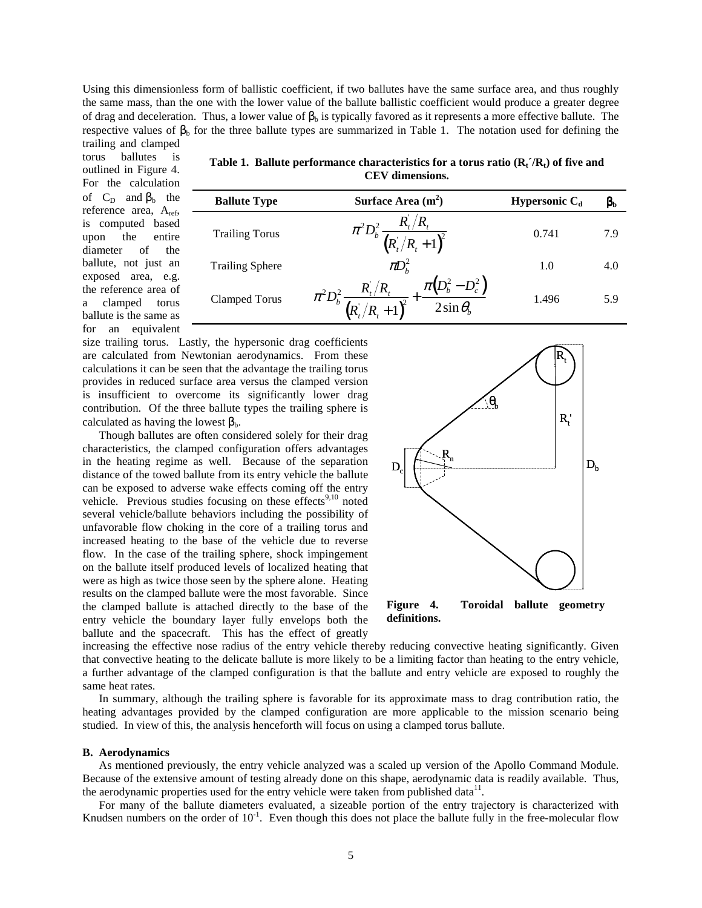Using this dimensionless form of ballistic coefficient, if two ballutes have the same surface area, and thus roughly the same mass, than the one with the lower value of the ballute ballistic coefficient would produce a greater degree of drag and deceleration. Thus, a lower value of $\beta_b$ is typically favored as it represents a more effective ballute. The respective values of $\beta_b$ for the three ballute types are summarized in Table 1. The notation used for defining the trailing and clamped torus ballutes is outlined in Figure 4. For the calculation of $C_D$ and $\beta_b$ the reference area, $A_{ref}$, is computed based upon the entire diameter of the ballute, not just an exposed area, e.g. the reference area of a clamped torus ballute is the same as for an equivalent size trailing torus. Lastly, the hypersonic drag coefficients are calculated from Newtonian aerodynamics. From these calculations it can be seen that the advantage the trailing torus provides in reduced surface area versus the clamped version is insufficient to overcome its significantly lower drag contribution. Of the three ballute types the trailing sphere is calculated as having the lowest $\beta_b$.

**Table 1. Ballute performance characteristics for a torus ratio ($R_t'/R_t$) of five and CEV dimensions.**

| Ballute Type | Surface Area (m$^2$) | Hypersonic $C_d$ | $\beta_b$ |
|---|---|---|---|
| Trailing Torus | $\pi^2 D_b^2 \dfrac{R_t'/R_t}{\left(R_t'/R_t+1\right)^2}$ | 0.741 | 7.9 |
| Trailing Sphere | $\pi D_b^2$ | 1.0 | 4.0 |
| Clamped Torus | $\pi^2 D_b^2 \dfrac{R_t'/R_t}{\left(R_t'/R_t+1\right)^2}+\dfrac{\pi\left(D_b^2-D_c^2\right)}{2\sin\theta_b}$ | 1.496 | 5.9 |

Though ballutes are often considered solely for their drag characteristics, the clamped configuration offers advantages in the heating regime as well. Because of the separation distance of the towed ballute from its entry vehicle the ballute can be exposed to adverse wake effects coming off the entry vehicle. Previous studies focusing on these effects[9,10] noted several vehicle/ballute behaviors including the possibility of unfavorable flow choking in the core of a trailing torus and increased heating to the base of the vehicle due to reverse flow. In the case of the trailing sphere, shock impingement on the ballute itself produced levels of localized heating that were as high as twice those seen by the sphere alone. Heating results on the clamped ballute were the most favorable. Since the clamped ballute is attached directly to the base of the entry vehicle the boundary layer fully envelops both the ballute and the spacecraft. This has the effect of greatly increasing the effective nose radius of the entry vehicle thereby reducing convective heating significantly. Given that convective heating to the delicate ballute is more likely to be a limiting factor than heating to the entry vehicle, a further advantage of the clamped configuration is that the ballute and entry vehicle are exposed to roughly the same heat rates.

**Figure 4. Toroidal ballute geometry definitions.**

In summary, although the trailing sphere is favorable for its approximate mass to drag contribution ratio, the heating advantages provided by the clamped configuration are more applicable to the mission scenario being studied. In view of this, the analysis henceforth will focus on using a clamped torus ballute.

### B. Aerodynamics

As mentioned previously, the entry vehicle analyzed was a scaled up version of the Apollo Command Module. Because of the extensive amount of testing already done on this shape, aerodynamic data is readily available. Thus, the aerodynamic properties used for the entry vehicle were taken from published data[11].

For many of the ballute diameters evaluated, a sizeable portion of the entry trajectory is characterized with Knudsen numbers on the order of $10^{-1}$. Even though this does not place the ballute fully in the free-molecular flow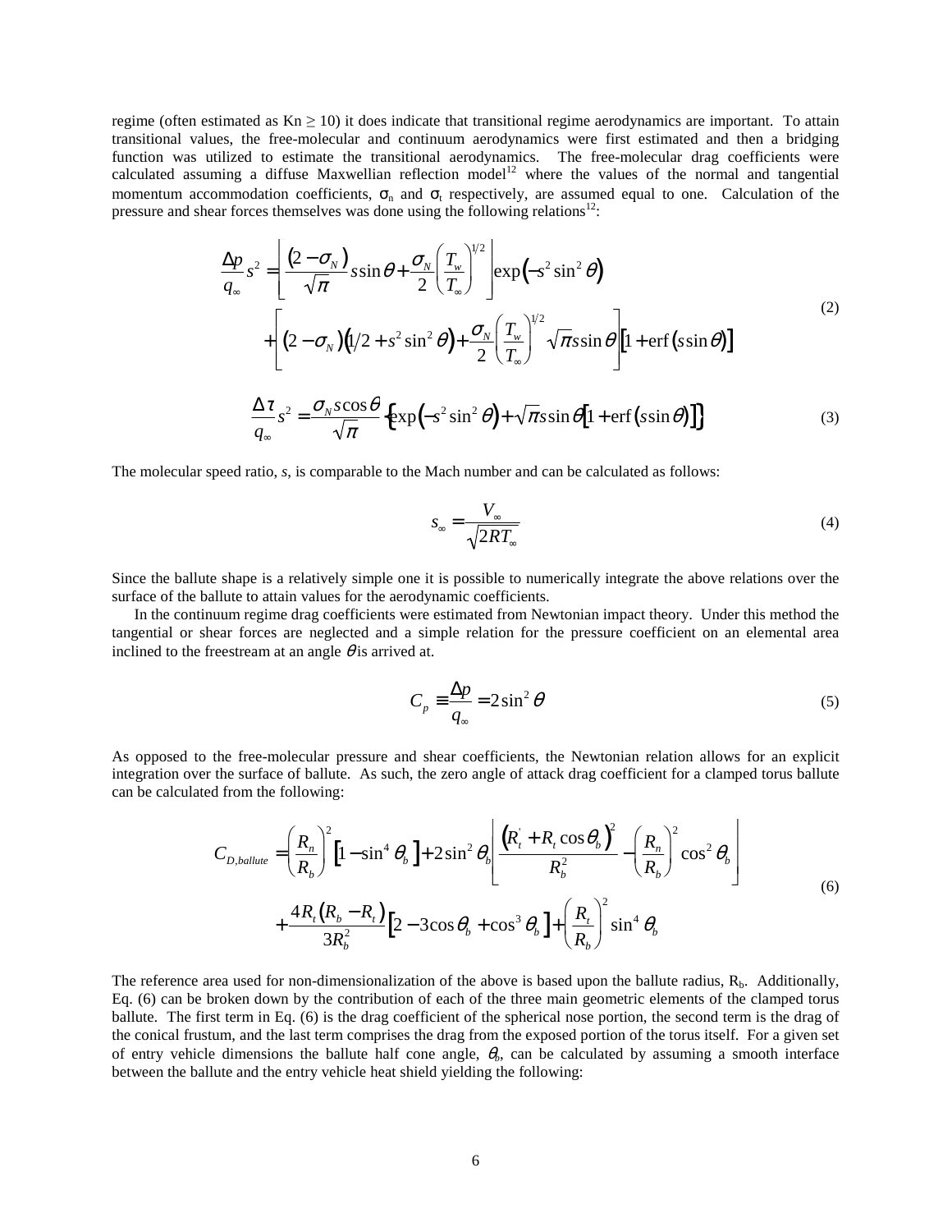regime (often estimated as Kn ≥ 10) it does indicate that transitional regime aerodynamics are important. To attain transitional values, the free-molecular and continuum aerodynamics were first estimated and then a bridging function was utilized to estimate the transitional aerodynamics. The free-molecular drag coefficients were calculated assuming a diffuse Maxwellian reflection model[12] where the values of the normal and tangential momentum accommodation coefficients, $\sigma_n$ and $\sigma_t$ respectively, are assumed equal to one. Calculation of the pressure and shear forces themselves was done using the following relations[12]:

$$
\begin{aligned}
\frac{\Delta p}{q_\infty} s^2 = & \left[ \frac{(2-\sigma_N)}{\sqrt{\pi}} s \sin\theta + \frac{\sigma_N}{2}\left(\frac{T_w}{T_\infty}\right)^{1/2} \right] \exp\left(-s^2 \sin^2\theta\right) \\
& + \left[ (2-\sigma_N)\left(1/2 + s^2 \sin^2\theta\right) + \frac{\sigma_N}{2}\left(\frac{T_w}{T_\infty}\right)^{1/2} \sqrt{\pi} s \sin\theta \right] \left[1 + \operatorname{erf}(s \sin\theta)\right]
\end{aligned}
\tag{2}
$$

$$
\frac{\Delta \tau}{q_\infty} s^2 = \frac{\sigma_N s \cos\theta}{\sqrt{\pi}} \left\{ \exp\left(-s^2 \sin^2\theta\right) + \sqrt{\pi} s \sin\theta \left[1 + \operatorname{erf}(s \sin\theta)\right] \right\} \tag{3}
$$

The molecular speed ratio, $s$, is comparable to the Mach number and can be calculated as follows:

$$
s_\infty = \frac{V_\infty}{\sqrt{2RT_\infty}} \tag{4}
$$

Since the ballute shape is a relatively simple one it is possible to numerically integrate the above relations over the surface of the ballute to attain values for the aerodynamic coefficients.

In the continuum regime drag coefficients were estimated from Newtonian impact theory. Under this method the tangential or shear forces are neglected and a simple relation for the pressure coefficient on an elemental area inclined to the freestream at an angle $\theta$ is arrived at.

$$
C_p \equiv \frac{\Delta p}{q_\infty} = 2 \sin^2\theta \tag{5}
$$

As opposed to the free-molecular pressure and shear coefficients, the Newtonian relation allows for an explicit integration over the surface of ballute. As such, the zero angle of attack drag coefficient for a clamped torus ballute can be calculated from the following:

$$
\begin{aligned}
C_{D,ballute} = & \left(\frac{R_n}{R_b}\right)^2 \left[1 - \sin^4\theta_b\right] + 2\sin^2\theta_b \left[ \frac{\left(R_t' + R_t \cos\theta_b\right)^2}{R_b^2} - \left(\frac{R_n}{R_b}\right)^2 \cos^2\theta_b \right] \\
& + \frac{4R_t\left(R_b - R_t\right)}{3R_b^2}\left[2 - 3\cos\theta_b + \cos^3\theta_b\right] + \left(\frac{R_t}{R_b}\right)^2 \sin^4\theta_b
\end{aligned}
\tag{6}
$$

The reference area used for non-dimensionalization of the above is based upon the ballute radius, $R_b$. Additionally, Eq. (6) can be broken down by the contribution of each of the three main geometric elements of the clamped torus ballute. The first term in Eq. (6) is the drag coefficient of the spherical nose portion, the second term is the drag of the conical frustum, and the last term comprises the drag from the exposed portion of the torus itself. For a given set of entry vehicle dimensions the ballute half cone angle, $\theta_b$, can be calculated by assuming a smooth interface between the ballute and the entry vehicle heat shield yielding the following: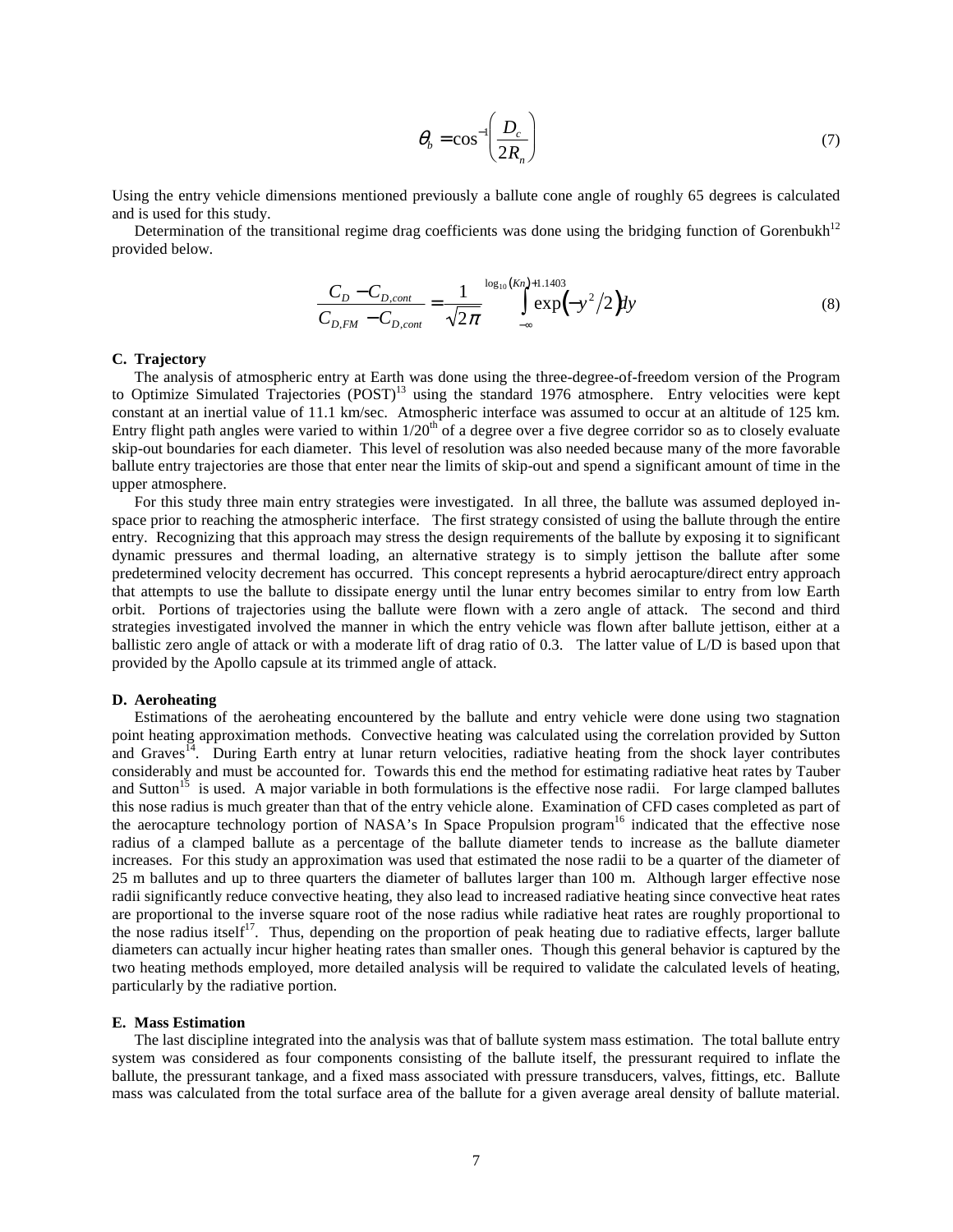$$\theta_b = \cos^{-1}\left(\frac{D_c}{2R_n}\right) \tag{7}$$

Using the entry vehicle dimensions mentioned previously a ballute cone angle of roughly 65 degrees is calculated and is used for this study.

Determination of the transitional regime drag coefficients was done using the bridging function of Gorenbukh[12] provided below.

$$\frac{C_D - C_{D,cont}}{C_{D,FM} - C_{D,cont}} = \frac{1}{\sqrt{2\pi}} \int_{-\infty}^{\log_{10}(Kn)+1.1403} \exp\left(-y^2/2\right) dy \tag{8}$$

### C. Trajectory

The analysis of atmospheric entry at Earth was done using the three-degree-of-freedom version of the Program to Optimize Simulated Trajectories (POST)[13] using the standard 1976 atmosphere. Entry velocities were kept constant at an inertial value of 11.1 km/sec. Atmospheric interface was assumed to occur at an altitude of 125 km. Entry flight path angles were varied to within 1/20th of a degree over a five degree corridor so as to closely evaluate skip-out boundaries for each diameter. This level of resolution was also needed because many of the more favorable ballute entry trajectories are those that enter near the limits of skip-out and spend a significant amount of time in the upper atmosphere.

For this study three main entry strategies were investigated. In all three, the ballute was assumed deployed in-space prior to reaching the atmospheric interface. The first strategy consisted of using the ballute through the entire entry. Recognizing that this approach may stress the design requirements of the ballute by exposing it to significant dynamic pressures and thermal loading, an alternative strategy is to simply jettison the ballute after some predetermined velocity decrement has occurred. This concept represents a hybrid aerocapture/direct entry approach that attempts to use the ballute to dissipate energy until the lunar entry becomes similar to entry from low Earth orbit. Portions of trajectories using the ballute were flown with a zero angle of attack. The second and third strategies investigated involved the manner in which the entry vehicle was flown after ballute jettison, either at a ballistic zero angle of attack or with a moderate lift of drag ratio of 0.3. The latter value of L/D is based upon that provided by the Apollo capsule at its trimmed angle of attack.

### D. Aeroheating

Estimations of the aeroheating encountered by the ballute and entry vehicle were done using two stagnation point heating approximation methods. Convective heating was calculated using the correlation provided by Sutton and Graves[14]. During Earth entry at lunar return velocities, radiative heating from the shock layer contributes considerably and must be accounted for. Towards this end the method for estimating radiative heat rates by Tauber and Sutton[15] is used. A major variable in both formulations is the effective nose radii. For large clamped ballutes this nose radius is much greater than that of the entry vehicle alone. Examination of CFD cases completed as part of the aerocapture technology portion of NASA's In Space Propulsion program[16] indicated that the effective nose radius of a clamped ballute as a percentage of the ballute diameter tends to increase as the ballute diameter increases. For this study an approximation was used that estimated the nose radii to be a quarter of the diameter of 25 m ballutes and up to three quarters the diameter of ballutes larger than 100 m. Although larger effective nose radii significantly reduce convective heating, they also lead to increased radiative heating since convective heat rates are proportional to the inverse square root of the nose radius while radiative heat rates are roughly proportional to the nose radius itself[17]. Thus, depending on the proportion of peak heating due to radiative effects, larger ballute diameters can actually incur higher heating rates than smaller ones. Though this general behavior is captured by the two heating methods employed, more detailed analysis will be required to validate the calculated levels of heating, particularly by the radiative portion.

### E. Mass Estimation

The last discipline integrated into the analysis was that of ballute system mass estimation. The total ballute entry system was considered as four components consisting of the ballute itself, the pressurant required to inflate the ballute, the pressurant tankage, and a fixed mass associated with pressure transducers, valves, fittings, etc. Ballute mass was calculated from the total surface area of the ballute for a given average areal density of ballute material.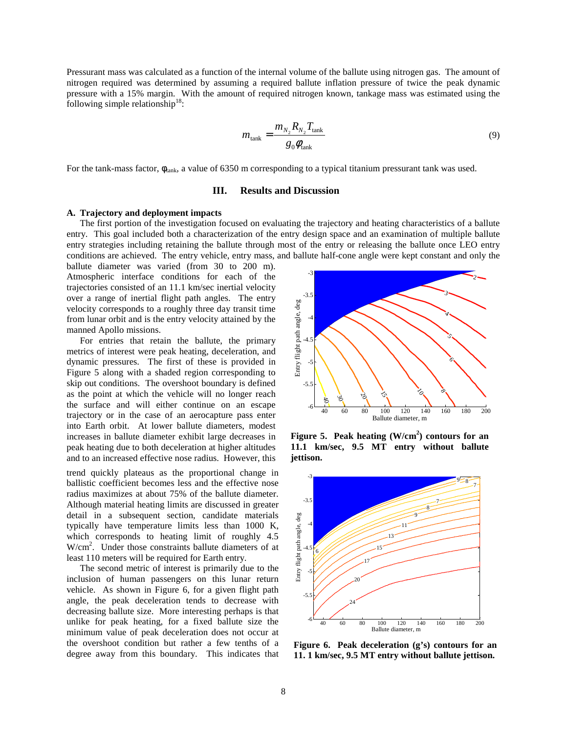Pressurant mass was calculated as a function of the internal volume of the ballute using nitrogen gas. The amount of nitrogen required was determined by assuming a required ballute inflation pressure of twice the peak dynamic pressure with a 15% margin. With the amount of required nitrogen known, tankage mass was estimated using the following simple relationship[18]:

$$m_{\text{tank}} = \frac{m_{N_2} R_{N_2} T_{\text{tank}}}{g_0 \phi_{\text{tank}}} \tag{9}$$

For the tank-mass factor, $\phi_{\text{tank}}$, a value of 6350 m corresponding to a typical titanium pressurant tank was used.

## III. Results and Discussion

### A. Trajectory and deployment impacts

The first portion of the investigation focused on evaluating the trajectory and heating characteristics of a ballute entry. This goal included both a characterization of the entry design space and an examination of multiple ballute entry strategies including retaining the ballute through most of the entry or releasing the ballute once LEO entry conditions are achieved. The entry vehicle, entry mass, and ballute half-cone angle were kept constant and only the ballute diameter was varied (from 30 to 200 m). Atmospheric interface conditions for each of the trajectories consisted of an 11.1 km/sec inertial velocity over a range of inertial flight path angles. The entry velocity corresponds to a roughly three day transit time from lunar orbit and is the entry velocity attained by the manned Apollo missions.

For entries that retain the ballute, the primary metrics of interest were peak heating, deceleration, and dynamic pressures. The first of these is provided in Figure 5 along with a shaded region corresponding to skip out conditions. The overshoot boundary is defined as the point at which the vehicle will no longer reach the surface and will either continue on an escape trajectory or in the case of an aerocapture pass enter into Earth orbit. At lower ballute diameters, modest increases in ballute diameter exhibit large decreases in peak heating due to both deceleration at higher altitudes and to an increased effective nose radius. However, this trend quickly plateaus as the proportional change in ballistic coefficient becomes less and the effective nose radius maximizes at about 75% of the ballute diameter. Although material heating limits are discussed in greater detail in a subsequent section, candidate materials typically have temperature limits less than 1000 K, which corresponds to heating limit of roughly 4.5 W/cm$^2$. Under those constraints ballute diameters of at least 110 meters will be required for Earth entry.

**Figure 5. Peak heating (W/cm$^2$) contours for an 11.1 km/sec, 9.5 MT entry without ballute jettison.**

The second metric of interest is primarily due to the inclusion of human passengers on this lunar return vehicle. As shown in Figure 6, for a given flight path angle, the peak deceleration tends to decrease with decreasing ballute size. More interesting perhaps is that unlike for peak heating, for a fixed ballute size the minimum value of peak deceleration does not occur at the overshoot condition but rather a few tenths of a degree away from this boundary. This indicates that

**Figure 6. Peak deceleration (g's) contours for an 11. 1 km/sec, 9.5 MT entry without ballute jettison.**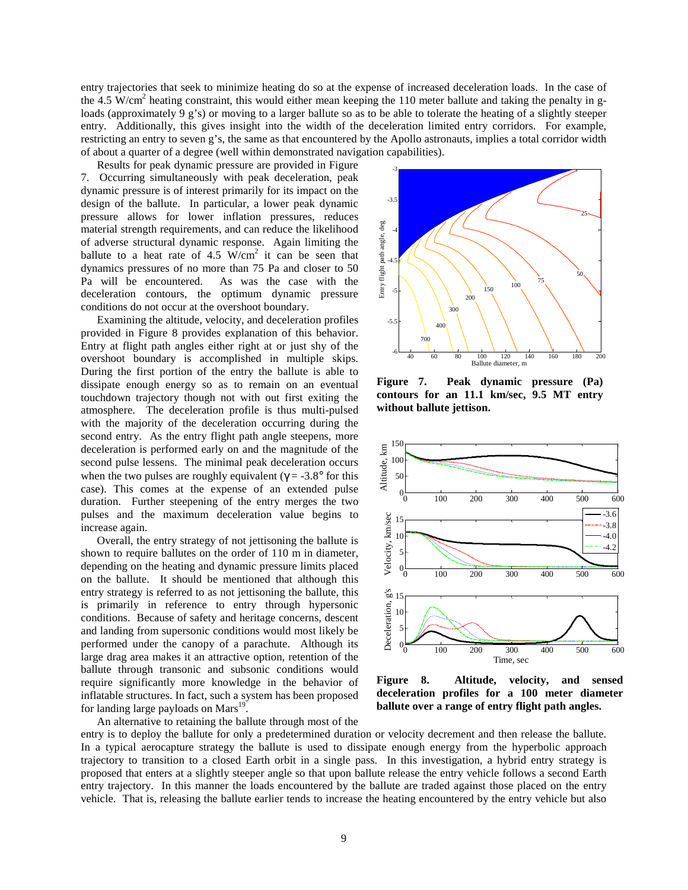entry trajectories that seek to minimize heating do so at the expense of increased deceleration loads. In the case of the 4.5 W/cm$^2$ heating constraint, this would either mean keeping the 110 meter ballute and taking the penalty in g-loads (approximately 9 g's) or moving to a larger ballute so as to be able to tolerate the heating of a slightly steeper entry. Additionally, this gives insight into the width of the deceleration limited entry corridors. For example, restricting an entry to seven g's, the same as that encountered by the Apollo astronauts, implies a total corridor width of about a quarter of a degree (well within demonstrated navigation capabilities).

Results for peak dynamic pressure are provided in Figure 7. Occurring simultaneously with peak deceleration, peak dynamic pressure is of interest primarily for its impact on the design of the ballute. In particular, a lower peak dynamic pressure allows for lower inflation pressures, reduces material strength requirements, and can reduce the likelihood of adverse structural dynamic response. Again limiting the ballute to a heat rate of 4.5 W/cm$^2$ it can be seen that dynamics pressures of no more than 75 Pa and closer to 50 Pa will be encountered. As was the case with the deceleration contours, the optimum dynamic pressure conditions do not occur at the overshoot boundary.

**Figure 7. Peak dynamic pressure (Pa) contours for an 11.1 km/sec, 9.5 MT entry without ballute jettison.**

Examining the altitude, velocity, and deceleration profiles provided in Figure 8 provides explanation of this behavior. Entry at flight path angles either right at or just shy of the overshoot boundary is accomplished in multiple skips. During the first portion of the entry the ballute is able to dissipate enough energy so as to remain on an eventual touchdown trajectory though not with out first exiting the atmosphere. The deceleration profile is thus multi-pulsed with the majority of the deceleration occurring during the second entry. As the entry flight path angle steepens, more deceleration is performed early on and the magnitude of the second pulse lessens. The minimal peak deceleration occurs when the two pulses are roughly equivalent ($\gamma = -3.8°$ for this case). This comes at the expense of an extended pulse duration. Further steepening of the entry merges the two pulses and the maximum deceleration value begins to increase again.

**Figure 8. Altitude, velocity, and sensed deceleration profiles for a 100 meter diameter ballute over a range of entry flight path angles.**

Overall, the entry strategy of not jettisoning the ballute is shown to require ballutes on the order of 110 m in diameter, depending on the heating and dynamic pressure limits placed on the ballute. It should be mentioned that although this entry strategy is referred to as not jettisoning the ballute, this is primarily in reference to entry through hypersonic conditions. Because of safety and heritage concerns, descent and landing from supersonic conditions would most likely be performed under the canopy of a parachute. Although its large drag area makes it an attractive option, retention of the ballute through transonic and subsonic conditions would require significantly more knowledge in the behavior of inflatable structures. In fact, such a system has been proposed for landing large payloads on Mars[19].

An alternative to retaining the ballute through most of the entry is to deploy the ballute for only a predetermined duration or velocity decrement and then release the ballute. In a typical aerocapture strategy the ballute is used to dissipate enough energy from the hyperbolic approach trajectory to transition to a closed Earth orbit in a single pass. In this investigation, a hybrid entry strategy is proposed that enters at a slightly steeper angle so that upon ballute release the entry vehicle follows a second Earth entry trajectory. In this manner the loads encountered by the ballute are traded against those placed on the entry vehicle. That is, releasing the ballute earlier tends to increase the heating encountered by the entry vehicle but also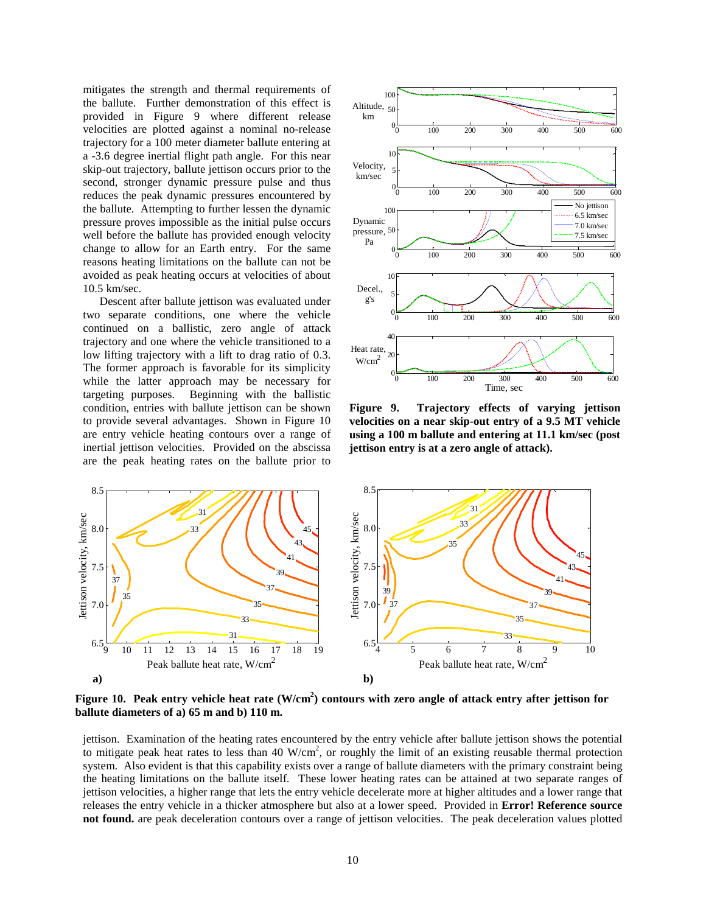mitigates the strength and thermal requirements of the ballute. Further demonstration of this effect is provided in Figure 9 where different release velocities are plotted against a nominal no-release trajectory for a 100 meter diameter ballute entering at a -3.6 degree inertial flight path angle. For this near skip-out trajectory, ballute jettison occurs prior to the second, stronger dynamic pressure pulse and thus reduces the peak dynamic pressures encountered by the ballute. Attempting to further lessen the dynamic pressure proves impossible as the initial pulse occurs well before the ballute has provided enough velocity change to allow for an Earth entry. For the same reasons heating limitations on the ballute can not be avoided as peak heating occurs at velocities of about 10.5 km/sec.

Descent after ballute jettison was evaluated under two separate conditions, one where the vehicle continued on a ballistic, zero angle of attack trajectory and one where the vehicle transitioned to a low lifting trajectory with a lift to drag ratio of 0.3. The former approach is favorable for its simplicity while the latter approach may be necessary for targeting purposes. Beginning with the ballistic condition, entries with ballute jettison can be shown to provide several advantages. Shown in Figure 10 are entry vehicle heating contours over a range of inertial jettison velocities. Provided on the abscissa are the peak heating rates on the ballute prior to jettison. Examination of the heating rates encountered by the entry vehicle after ballute jettison shows the potential to mitigate peak heat rates to less than 40 W/cm$^2$, or roughly the limit of an existing reusable thermal protection system. Also evident is that this capability exists over a range of ballute diameters with the primary constraint being the heating limitations on the ballute itself. These lower heating rates can be attained at two separate ranges of jettison velocities, a higher range that lets the entry vehicle decelerate more at higher altitudes and a lower range that releases the entry vehicle in a thicker atmosphere but also at a lower speed. Provided in **Error! Reference source not found.** are peak deceleration contours over a range of jettison velocities. The peak deceleration values plotted

**Figure 9. Trajectory effects of varying jettison velocities on a near skip-out entry of a 9.5 MT vehicle using a 100 m ballute and entering at 11.1 km/sec (post jettison entry is at a zero angle of attack).**

**Figure 10. Peak entry vehicle heat rate (W/cm$^2$) contours with zero angle of attack entry after jettison for ballute diameters of a) 65 m and b) 110 m.**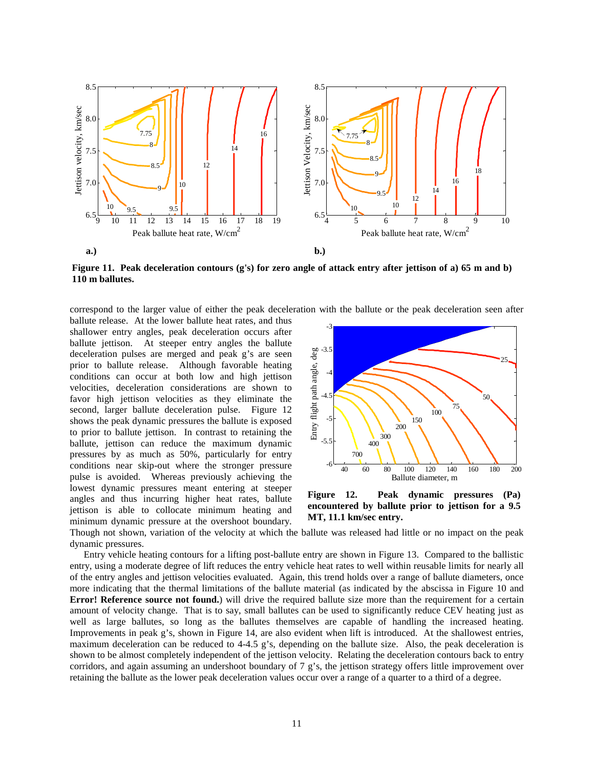Figure 11. Peak deceleration contours (g's) for zero angle of attack entry after jettison of a) 65 m and b) 110 m ballutes.

correspond to the larger value of either the peak deceleration with the ballute or the peak deceleration seen after ballute release. At the lower ballute heat rates, and thus shallower entry angles, peak deceleration occurs after ballute jettison. At steeper entry angles the ballute deceleration pulses are merged and peak g's are seen prior to ballute release. Although favorable heating conditions can occur at both low and high jettison velocities, deceleration considerations are shown to favor high jettison velocities as they eliminate the second, larger ballute deceleration pulse. Figure 12 shows the peak dynamic pressures the ballute is exposed to prior to ballute jettison. In contrast to retaining the ballute, jettison can reduce the maximum dynamic pressures by as much as 50%, particularly for entry conditions near skip-out where the stronger pressure pulse is avoided. Whereas previously achieving the lowest dynamic pressures meant entering at steeper angles and thus incurring higher heat rates, ballute jettison is able to collocate minimum heating and minimum dynamic pressure at the overshoot boundary. Though not shown, variation of the velocity at which the ballute was released had little or no impact on the peak dynamic pressures.

Figure 12. Peak dynamic pressures (Pa) encountered by ballute prior to jettison for a 9.5 MT, 11.1 km/sec entry.

Entry vehicle heating contours for a lifting post-ballute entry are shown in Figure 13. Compared to the ballistic entry, using a moderate degree of lift reduces the entry vehicle heat rates to well within reusable limits for nearly all of the entry angles and jettison velocities evaluated. Again, this trend holds over a range of ballute diameters, once more indicating that the thermal limitations of the ballute material (as indicated by the abscissa in Figure 10 and **Error! Reference source not found.**) will drive the required ballute size more than the requirement for a certain amount of velocity change. That is to say, small ballutes can be used to significantly reduce CEV heating just as well as large ballutes, so long as the ballutes themselves are capable of handling the increased heating. Improvements in peak g's, shown in Figure 14, are also evident when lift is introduced. At the shallowest entries, maximum deceleration can be reduced to 4-4.5 g's, depending on the ballute size. Also, the peak deceleration is shown to be almost completely independent of the jettison velocity. Relating the deceleration contours back to entry corridors, and again assuming an undershoot boundary of 7 g's, the jettison strategy offers little improvement over retaining the ballute as the lower peak deceleration values occur over a range of a quarter to a third of a degree.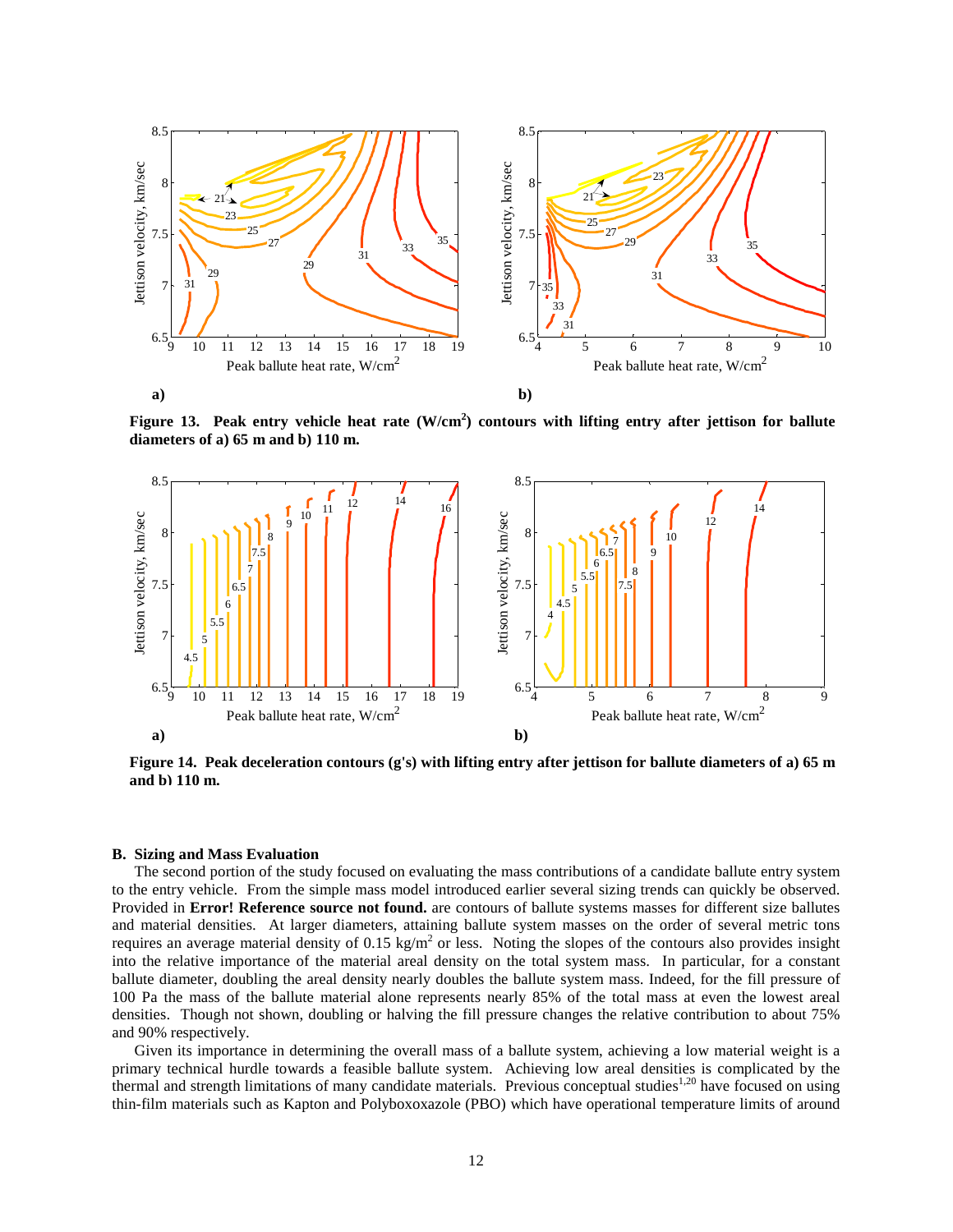**Figure 13. Peak entry vehicle heat rate (W/cm²) contours with lifting entry after jettison for ballute diameters of a) 65 m and b) 110 m.**

**Figure 14. Peak deceleration contours (g's) with lifting entry after jettison for ballute diameters of a) 65 m and b) 110 m.**

### B. Sizing and Mass Evaluation

The second portion of the study focused on evaluating the mass contributions of a candidate ballute entry system to the entry vehicle. From the simple mass model introduced earlier several sizing trends can quickly be observed. Provided in **Error! Reference source not found.** are contours of ballute systems masses for different size ballutes and material densities. At larger diameters, attaining ballute system masses on the order of several metric tons requires an average material density of 0.15 kg/m$^2$ or less. Noting the slopes of the contours also provides insight into the relative importance of the material areal density on the total system mass. In particular, for a constant ballute diameter, doubling the areal density nearly doubles the ballute system mass. Indeed, for the fill pressure of 100 Pa the mass of the ballute material alone represents nearly 85% of the total mass at even the lowest areal densities. Though not shown, doubling or halving the fill pressure changes the relative contribution to about 75% and 90% respectively.

Given its importance in determining the overall mass of a ballute system, achieving a low material weight is a primary technical hurdle towards a feasible ballute system. Achieving low areal densities is complicated by the thermal and strength limitations of many candidate materials. Previous conceptual studies[1,20] have focused on using thin-film materials such as Kapton and Polyboxoxazole (PBO) which have operational temperature limits of around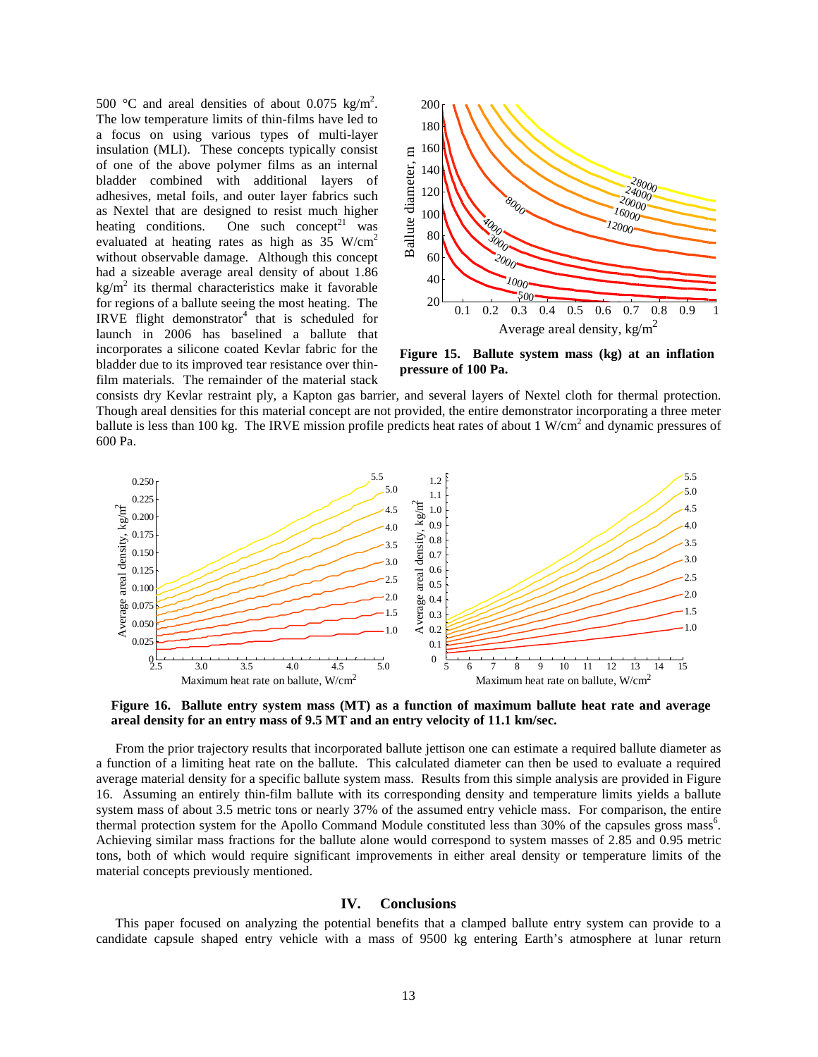500 °C and areal densities of about 0.075 kg/m$^2$. The low temperature limits of thin-films have led to a focus on using various types of multi-layer insulation (MLI). These concepts typically consist of one of the above polymer films as an internal bladder combined with additional layers of adhesives, metal foils, and outer layer fabrics such as Nextel that are designed to resist much higher heating conditions. One such concept[21] was evaluated at heating rates as high as 35 W/cm$^2$ without observable damage. Although this concept had a sizeable average areal density of about 1.86 kg/m$^2$ its thermal characteristics make it favorable for regions of a ballute seeing the most heating. The IRVE flight demonstrator[4] that is scheduled for launch in 2006 has baselined a ballute that incorporates a silicone coated Kevlar fabric for the bladder due to its improved tear resistance over thin-film materials. The remainder of the material stack consists dry Kevlar restraint ply, a Kapton gas barrier, and several layers of Nextel cloth for thermal protection. Though areal densities for this material concept are not provided, the entire demonstrator incorporating a three meter ballute is less than 100 kg. The IRVE mission profile predicts heat rates of about 1 W/cm$^2$ and dynamic pressures of 600 Pa.

**Figure 15. Ballute system mass (kg) at an inflation pressure of 100 Pa.**

**Figure 16. Ballute entry system mass (MT) as a function of maximum ballute heat rate and average areal density for an entry mass of 9.5 MT and an entry velocity of 11.1 km/sec.**

From the prior trajectory results that incorporated ballute jettison one can estimate a required ballute diameter as a function of a limiting heat rate on the ballute. This calculated diameter can then be used to evaluate a required average material density for a specific ballute system mass. Results from this simple analysis are provided in Figure 16. Assuming an entirely thin-film ballute with its corresponding density and temperature limits yields a ballute system mass of about 3.5 metric tons or nearly 37% of the assumed entry vehicle mass. For comparison, the entire thermal protection system for the Apollo Command Module constituted less than 30% of the capsules gross mass[6]. Achieving similar mass fractions for the ballute alone would correspond to system masses of 2.85 and 0.95 metric tons, both of which would require significant improvements in either areal density or temperature limits of the material concepts previously mentioned.

## IV. Conclusions

This paper focused on analyzing the potential benefits that a clamped ballute entry system can provide to a candidate capsule shaped entry vehicle with a mass of 9500 kg entering Earth's atmosphere at lunar return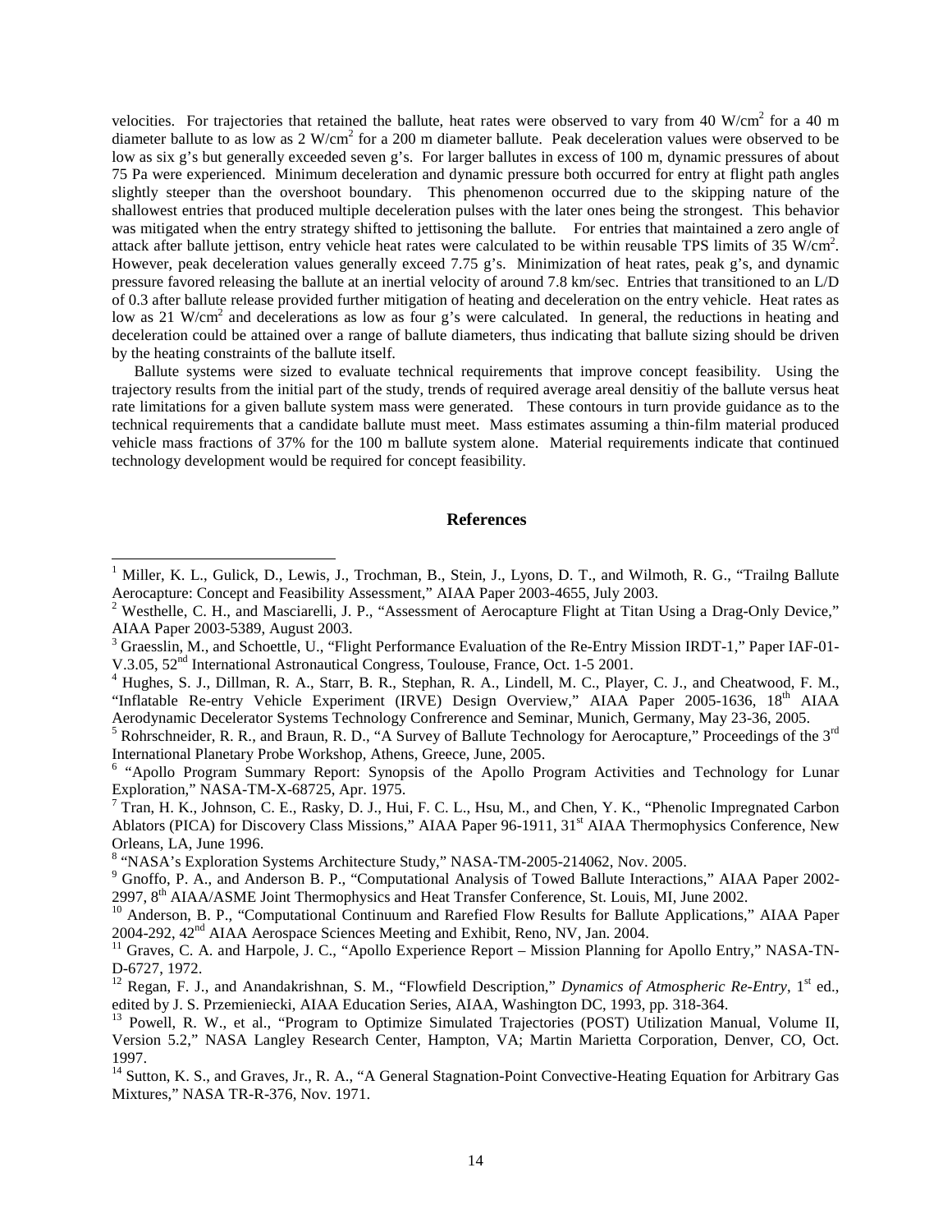velocities. For trajectories that retained the ballute, heat rates were observed to vary from 40 W/cm$^2$ for a 40 m diameter ballute to as low as 2 W/cm$^2$ for a 200 m diameter ballute. Peak deceleration values were observed to be low as six g's but generally exceeded seven g's. For larger ballutes in excess of 100 m, dynamic pressures of about 75 Pa were experienced. Minimum deceleration and dynamic pressure both occurred for entry at flight path angles slightly steeper than the overshoot boundary. This phenomenon occurred due to the skipping nature of the shallowest entries that produced multiple deceleration pulses with the later ones being the strongest. This behavior was mitigated when the entry strategy shifted to jettisoning the ballute. For entries that maintained a zero angle of attack after ballute jettison, entry vehicle heat rates were calculated to be within reusable TPS limits of 35 W/cm$^2$. However, peak deceleration values generally exceed 7.75 g's. Minimization of heat rates, peak g's, and dynamic pressure favored releasing the ballute at an inertial velocity of around 7.8 km/sec. Entries that transitioned to an L/D of 0.3 after ballute release provided further mitigation of heating and deceleration on the entry vehicle. Heat rates as low as 21 W/cm$^2$ and decelerations as low as four g's were calculated. In general, the reductions in heating and deceleration could be attained over a range of ballute diameters, thus indicating that ballute sizing should be driven by the heating constraints of the ballute itself.

Ballute systems were sized to evaluate technical requirements that improve concept feasibility. Using the trajectory results from the initial part of the study, trends of required average areal densitiy of the ballute versus heat rate limitations for a given ballute system mass were generated. These contours in turn provide guidance as to the technical requirements that a candidate ballute must meet. Mass estimates assuming a thin-film material produced vehicle mass fractions of 37% for the 100 m ballute system alone. Material requirements indicate that continued technology development would be required for concept feasibility.

## References

[1] Miller, K. L., Gulick, D., Lewis, J., Trochman, B., Stein, J., Lyons, D. T., and Wilmoth, R. G., "Trailng Ballute Aerocapture: Concept and Feasibility Assessment," AIAA Paper 2003-4655, July 2003.

[2] Westhelle, C. H., and Masciarelli, J. P., "Assessment of Aerocapture Flight at Titan Using a Drag-Only Device," AIAA Paper 2003-5389, August 2003.

[3] Graesslin, M., and Schoettle, U., "Flight Performance Evaluation of the Re-Entry Mission IRDT-1," Paper IAF-01-V.3.05, 52nd International Astronautical Congress, Toulouse, France, Oct. 1-5 2001.

[4] Hughes, S. J., Dillman, R. A., Starr, B. R., Stephan, R. A., Lindell, M. C., Player, C. J., and Cheatwood, F. M., "Inflatable Re-entry Vehicle Experiment (IRVE) Design Overview," AIAA Paper 2005-1636, 18th AIAA Aerodynamic Decelerator Systems Technology Confrerence and Seminar, Munich, Germany, May 23-36, 2005.

[5] Rohrschneider, R. R., and Braun, R. D., "A Survey of Ballute Technology for Aerocapture," Proceedings of the 3rd International Planetary Probe Workshop, Athens, Greece, June, 2005.

[6] "Apollo Program Summary Report: Synopsis of the Apollo Program Activities and Technology for Lunar Exploration," NASA-TM-X-68725, Apr. 1975.

[7] Tran, H. K., Johnson, C. E., Rasky, D. J., Hui, F. C. L., Hsu, M., and Chen, Y. K., "Phenolic Impregnated Carbon Ablators (PICA) for Discovery Class Missions," AIAA Paper 96-1911, 31st AIAA Thermophysics Conference, New Orleans, LA, June 1996.

[8] "NASA's Exploration Systems Architecture Study," NASA-TM-2005-214062, Nov. 2005.

[9] Gnoffo, P. A., and Anderson B. P., "Computational Analysis of Towed Ballute Interactions," AIAA Paper 2002-2997, 8th AIAA/ASME Joint Thermophysics and Heat Transfer Conference, St. Louis, MI, June 2002.

[10] Anderson, B. P., "Computational Continuum and Rarefied Flow Results for Ballute Applications," AIAA Paper 2004-292, 42nd AIAA Aerospace Sciences Meeting and Exhibit, Reno, NV, Jan. 2004.

[11] Graves, C. A. and Harpole, J. C., "Apollo Experience Report – Mission Planning for Apollo Entry," NASA-TN-D-6727, 1972.

[12] Regan, F. J., and Anandakrishnan, S. M., "Flowfield Description," *Dynamics of Atmospheric Re-Entry*, 1st ed., edited by J. S. Przemieniecki, AIAA Education Series, AIAA, Washington DC, 1993, pp. 318-364.

[13] Powell, R. W., et al., "Program to Optimize Simulated Trajectories (POST) Utilization Manual, Volume II, Version 5.2," NASA Langley Research Center, Hampton, VA; Martin Marietta Corporation, Denver, CO, Oct. 1997.

[14] Sutton, K. S., and Graves, Jr., R. A., "A General Stagnation-Point Convective-Heating Equation for Arbitrary Gas Mixtures," NASA TR-R-376, Nov. 1971.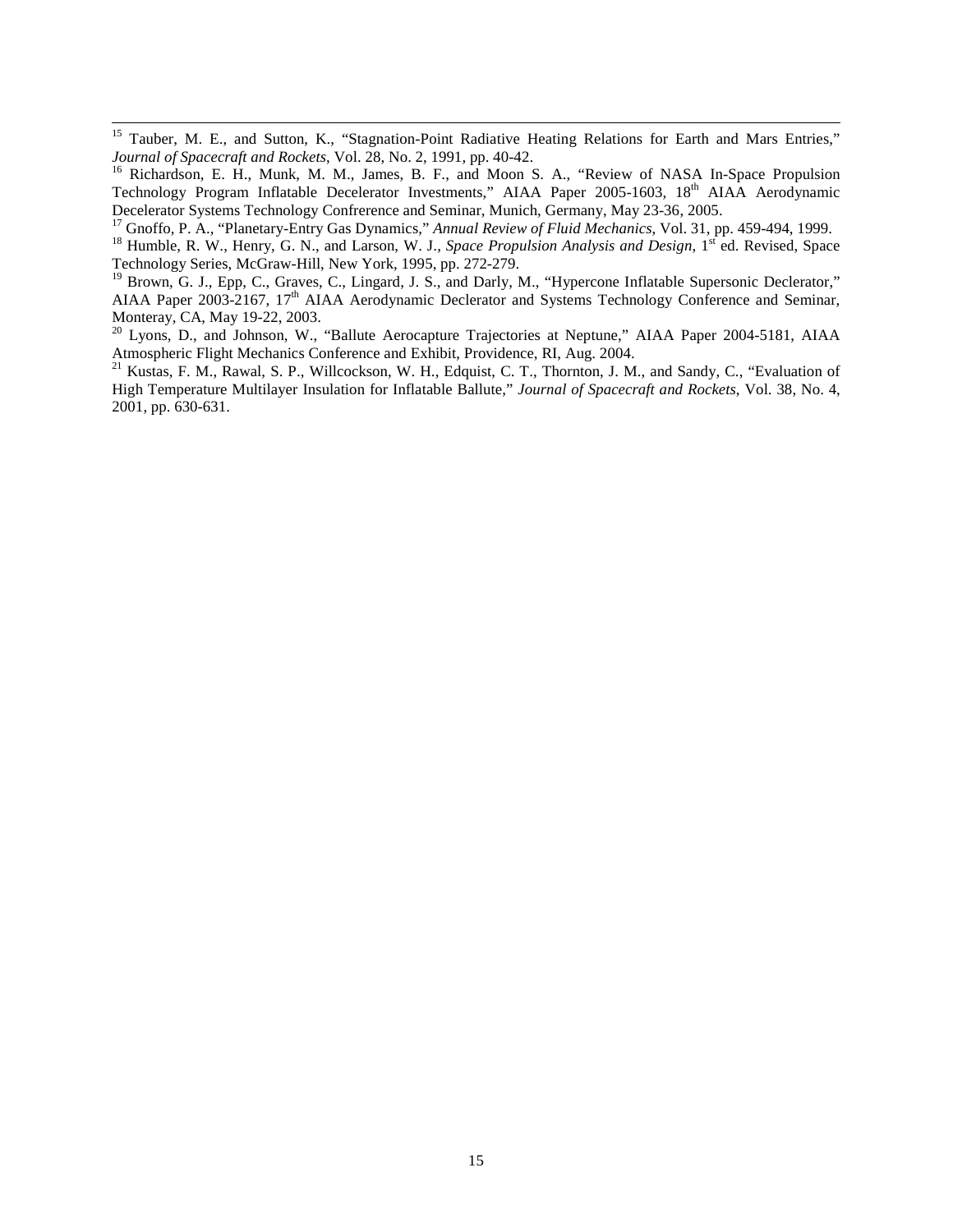[15] Tauber, M. E., and Sutton, K., "Stagnation-Point Radiative Heating Relations for Earth and Mars Entries," *Journal of Spacecraft and Rockets*, Vol. 28, No. 2, 1991, pp. 40-42.

[16] Richardson, E. H., Munk, M. M., James, B. F., and Moon S. A., "Review of NASA In-Space Propulsion Technology Program Inflatable Decelerator Investments," AIAA Paper 2005-1603, 18th AIAA Aerodynamic Decelerator Systems Technology Confrerence and Seminar, Munich, Germany, May 23-36, 2005.

[17] Gnoffo, P. A., "Planetary-Entry Gas Dynamics," *Annual Review of Fluid Mechanics*, Vol. 31, pp. 459-494, 1999.

[18] Humble, R. W., Henry, G. N., and Larson, W. J., *Space Propulsion Analysis and Design*, 1st ed. Revised, Space Technology Series, McGraw-Hill, New York, 1995, pp. 272-279.

[19] Brown, G. J., Epp, C., Graves, C., Lingard, J. S., and Darly, M., "Hypercone Inflatable Supersonic Declerator," AIAA Paper 2003-2167, 17th AIAA Aerodynamic Declerator and Systems Technology Conference and Seminar, Monteray, CA, May 19-22, 2003.

[20] Lyons, D., and Johnson, W., "Ballute Aerocapture Trajectories at Neptune," AIAA Paper 2004-5181, AIAA Atmospheric Flight Mechanics Conference and Exhibit, Providence, RI, Aug. 2004.

[21] Kustas, F. M., Rawal, S. P., Willcockson, W. H., Edquist, C. T., Thornton, J. M., and Sandy, C., "Evaluation of High Temperature Multilayer Insulation for Inflatable Ballute," *Journal of Spacecraft and Rockets*, Vol. 38, No. 4, 2001, pp. 630-631.